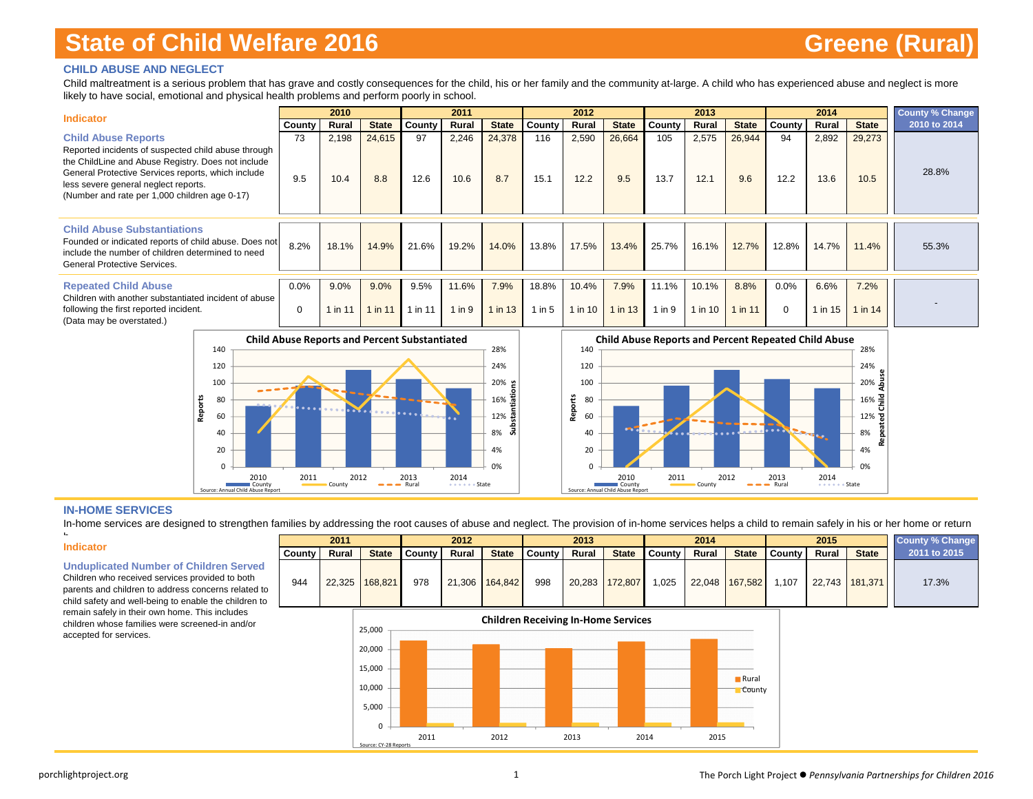# State of Child Welfare 2016 — Greene (Rural)

## CHILD ABUSE AND NEGLECT

Child maltreatment is a serious problem that has grave and costly consequences for the child, his or her family and the community at-large. A child who has experienced abuse and neglect is more likely to have social, emotional and physical health problems and perform poorly in school.

| Indicator | 2010 | | | 2011 | | | 2012 | | | 2013 | | | 2014 | | | County % Change 2010 to 2014 |
|---|---|---|---|---|---|---|---|---|---|---|---|---|---|---|---|---|
| | County | Rural | State | County | Rural | State | County | Rural | State | County | Rural | State | County | Rural | State | |
| **Child Abuse Reports** Reported incidents of suspected child abuse through the ChildLine and Abuse Registry. Does not include General Protective Services reports, which include less severe general neglect reports. (Number and rate per 1,000 children age 0-17) | 73 | 2,198 | 24,615 | 97 | 2,246 | 24,378 | 116 | 2,590 | 26,664 | 105 | 2,575 | 26,944 | 94 | 2,892 | 29,273 | 28.8% |
| | 9.5 | 10.4 | 8.8 | 12.6 | 10.6 | 8.7 | 15.1 | 12.2 | 9.5 | 13.7 | 12.1 | 9.6 | 12.2 | 13.6 | 10.5 | |
| **Child Abuse Substantiations** Founded or indicated reports of child abuse. Does not include the number of children determined to need General Protective Services. | 8.2% | 18.1% | 14.9% | 21.6% | 19.2% | 14.0% | 13.8% | 17.5% | 13.4% | 25.7% | 16.1% | 12.7% | 12.8% | 14.7% | 11.4% | 55.3% |
| **Repeated Child Abuse** Children with another substantiated incident of abuse following the first reported incident. (Data may be overstated.) | 0.0% | 9.0% | 9.0% | 9.5% | 11.6% | 7.9% | 18.8% | 10.4% | 7.9% | 11.1% | 10.1% | 8.8% | 0.0% | 6.6% | 7.2% | - |
| | 0 | 1 in 11 | 1 in 11 | 1 in 11 | 1 in 9 | 1 in 13 | 1 in 5 | 1 in 10 | 1 in 13 | 1 in 9 | 1 in 10 | 1 in 11 | 0 | 1 in 15 | 1 in 14 | |

**Child Abuse Reports and Percent Substantiated**

Source: Annual Child Abuse Report

**Child Abuse Reports and Percent Repeated Child Abuse**

Source: Annual Child Abuse Report

## IN-HOME SERVICES

In-home services are designed to strengthen families by addressing the root causes of abuse and neglect. The provision of in-home services helps a child to remain safely in his or her home or return h

| Indicator | 2011 | | | 2012 | | | 2013 | | | 2014 | | | 2015 | | | County % Change 2011 to 2015 |
|---|---|---|---|---|---|---|---|---|---|---|---|---|---|---|---|---|
| | County | Rural | State | County | Rural | State | County | Rural | State | County | Rural | State | County | Rural | State | |
| **Unduplicated Number of Children Served** Children who received services provided to both parents and children to address concerns related to child safety and well-being to enable the children to remain safely in their own home. This includes children whose families were screened-in and/or accepted for services. | 944 | 22,325 | 168,821 | 978 | 21,306 | 164,842 | 998 | 20,283 | 172,807 | 1,025 | 22,048 | 167,582 | 1,107 | 22,743 | 181,371 | 17.3% |

**Children Receiving In-Home Services**

Source: CY-28 Reports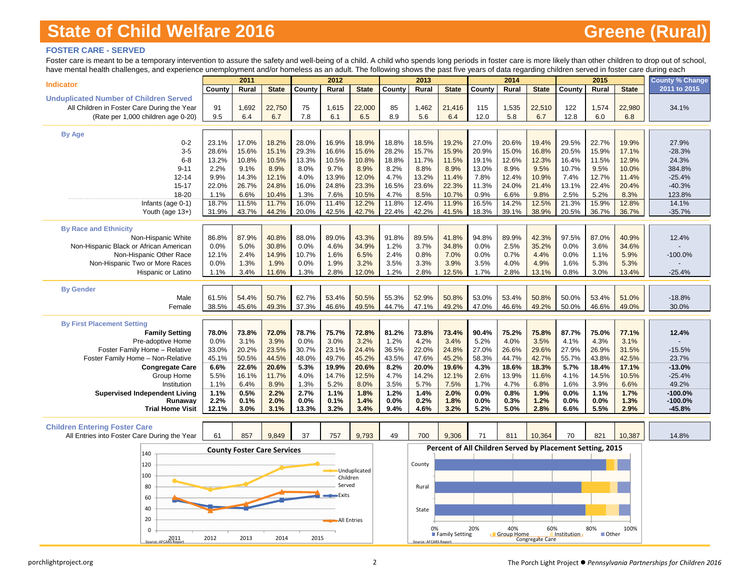# State of Child Welfare 2016 — Greene (Rural)

## FOSTER CARE - SERVED

Foster care is meant to be a temporary intervention to assure the safety and well-being of a child. A child who spends long periods in foster care is more likely than other children to drop out of school, have mental health challenges, and experience unemployment and/or homeless as an adult. The following shows the past five years of data regarding children served in foster care during each

| Indicator | 2011 | | | 2012 | | | 2013 | | | 2014 | | | 2015 | | | County % Change |
|---|---|---|---|---|---|---|---|---|---|---|---|---|---|---|---|---|
| | County | Rural | State | County | Rural | State | County | Rural | State | County | Rural | State | County | Rural | State | 2011 to 2015 |
| **Unduplicated Number of Children Served** | | | | | | | | | | | | | | | | |
| All Children in Foster Care During the Year | 91 | 1,692 | 22,750 | 75 | 1,615 | 22,000 | 85 | 1,462 | 21,416 | 115 | 1,535 | 22,510 | 122 | 1,574 | 22,980 | 34.1% |
| (Rate per 1,000 children age 0-20) | 9.5 | 6.4 | 6.7 | 7.8 | 6.1 | 6.5 | 8.9 | 5.6 | 6.4 | 12.0 | 5.8 | 6.7 | 12.8 | 6.0 | 6.8 | |
| **By Age** | | | | | | | | | | | | | | | | |
| 0-2 | 23.1% | 17.0% | 18.2% | 28.0% | 16.9% | 18.9% | 18.8% | 18.5% | 19.2% | 27.0% | 20.6% | 19.4% | 29.5% | 22.7% | 19.9% | 27.9% |
| 3-5 | 28.6% | 15.6% | 15.1% | 29.3% | 16.6% | 15.6% | 28.2% | 15.7% | 15.9% | 20.9% | 15.0% | 16.8% | 20.5% | 15.9% | 17.1% | -28.3% |
| 6-8 | 13.2% | 10.8% | 10.5% | 13.3% | 10.5% | 10.8% | 18.8% | 11.7% | 11.5% | 19.1% | 12.6% | 12.3% | 16.4% | 11.5% | 12.9% | 24.3% |
| 9-11 | 2.2% | 9.1% | 8.9% | 8.0% | 9.7% | 8.9% | 8.2% | 8.8% | 8.9% | 13.0% | 8.9% | 9.5% | 10.7% | 9.5% | 10.0% | 384.8% |
| 12-14 | 9.9% | 14.3% | 12.1% | 4.0% | 13.9% | 12.0% | 4.7% | 13.2% | 11.4% | 7.8% | 12.4% | 10.9% | 7.4% | 12.7% | 11.4% | -25.4% |
| 15-17 | 22.0% | 26.7% | 24.8% | 16.0% | 24.8% | 23.3% | 16.5% | 23.6% | 22.3% | 11.3% | 24.0% | 21.4% | 13.1% | 22.4% | 20.4% | -40.3% |
| 18-20 | 1.1% | 6.6% | 10.4% | 1.3% | 7.6% | 10.5% | 4.7% | 8.5% | 10.7% | 0.9% | 6.6% | 9.8% | 2.5% | 5.2% | 8.3% | 123.8% |
| Infants (age 0-1) | 18.7% | 11.5% | 11.7% | 16.0% | 11.4% | 12.2% | 11.8% | 12.4% | 11.9% | 16.5% | 14.2% | 12.5% | 21.3% | 15.9% | 12.8% | 14.1% |
| Youth (age 13+) | 31.9% | 43.7% | 44.2% | 20.0% | 42.5% | 42.7% | 22.4% | 42.2% | 41.5% | 18.3% | 39.1% | 38.9% | 20.5% | 36.7% | 36.7% | -35.7% |
| **By Race and Ethnicity** | | | | | | | | | | | | | | | | |
| Non-Hispanic White | 86.8% | 87.9% | 40.8% | 88.0% | 89.0% | 43.3% | 91.8% | 89.5% | 41.8% | 94.8% | 89.9% | 42.3% | 97.5% | 87.0% | 40.9% | 12.4% |
| Non-Hispanic Black or African American | 0.0% | 5.0% | 30.8% | 0.0% | 4.6% | 34.9% | 1.2% | 3.7% | 34.8% | 0.0% | 2.5% | 35.2% | 0.0% | 3.6% | 34.6% | - |
| Non-Hispanic Other Race | 12.1% | 2.4% | 14.9% | 10.7% | 1.6% | 6.5% | 2.4% | 0.8% | 7.0% | 0.0% | 0.7% | 4.4% | 0.0% | 1.1% | 5.9% | -100.0% |
| Non-Hispanic Two or More Races | 0.0% | 1.3% | 1.9% | 0.0% | 1.9% | 3.2% | 3.5% | 3.3% | 3.9% | 3.5% | 4.0% | 4.9% | 1.6% | 5.3% | 5.3% | - |
| Hispanic or Latino | 1.1% | 3.4% | 11.6% | 1.3% | 2.8% | 12.0% | 1.2% | 2.8% | 12.5% | 1.7% | 2.8% | 13.1% | 0.8% | 3.0% | 13.4% | -25.4% |
| **By Gender** | | | | | | | | | | | | | | | | |
| Male | 61.5% | 54.4% | 50.7% | 62.7% | 53.4% | 50.5% | 55.3% | 52.9% | 50.8% | 53.0% | 53.4% | 50.8% | 50.0% | 53.4% | 51.0% | -18.8% |
| Female | 38.5% | 45.6% | 49.3% | 37.3% | 46.6% | 49.5% | 44.7% | 47.1% | 49.2% | 47.0% | 46.6% | 49.2% | 50.0% | 46.6% | 49.0% | 30.0% |
| **By First Placement Setting** | | | | | | | | | | | | | | | | |
| **Family Setting** | **78.0%** | **73.8%** | **72.0%** | **78.7%** | **75.7%** | **72.8%** | **81.2%** | **73.8%** | **73.4%** | **90.4%** | **75.2%** | **75.8%** | **87.7%** | **75.0%** | **77.1%** | **12.4%** |
| Pre-adoptive Home | 0.0% | 3.1% | 3.9% | 0.0% | 3.0% | 3.2% | 1.2% | 4.2% | 3.4% | 5.2% | 4.0% | 3.5% | 4.1% | 4.3% | 3.1% | - |
| Foster Family Home – Relative | 33.0% | 20.2% | 23.5% | 30.7% | 23.1% | 24.4% | 36.5% | 22.0% | 24.8% | 27.0% | 26.6% | 29.6% | 27.9% | 26.9% | 31.5% | -15.5% |
| Foster Family Home – Non-Relative | 45.1% | 50.5% | 44.5% | 48.0% | 49.7% | 45.2% | 43.5% | 47.6% | 45.2% | 58.3% | 44.7% | 42.7% | 55.7% | 43.8% | 42.5% | 23.7% |
| **Congregate Care** | **6.6%** | **22.6%** | **20.6%** | **5.3%** | **19.9%** | **20.6%** | **8.2%** | **20.0%** | **19.6%** | **4.3%** | **18.6%** | **18.3%** | **5.7%** | **18.4%** | **17.1%** | **-13.0%** |
| Group Home | 5.5% | 16.1% | 11.7% | 4.0% | 14.7% | 12.5% | 4.7% | 14.2% | 12.1% | 2.6% | 13.9% | 11.6% | 4.1% | 14.5% | 10.5% | -25.4% |
| Institution | 1.1% | 6.4% | 8.9% | 1.3% | 5.2% | 8.0% | 3.5% | 5.7% | 7.5% | 1.7% | 4.7% | 6.8% | 1.6% | 3.9% | 6.6% | 49.2% |
| **Supervised Independent Living** | **1.1%** | **0.5%** | **2.2%** | **2.7%** | **1.1%** | **1.8%** | **1.2%** | **1.4%** | **2.0%** | **0.0%** | **0.8%** | **1.9%** | **0.0%** | **1.1%** | **1.7%** | **-100.0%** |
| **Runaway** | **2.2%** | **0.1%** | **2.0%** | **0.0%** | **0.1%** | **1.4%** | **0.0%** | **0.2%** | **1.8%** | **0.0%** | **0.3%** | **1.2%** | **0.0%** | **0.0%** | **1.3%** | **-100.0%** |
| **Trial Home Visit** | **12.1%** | **3.0%** | **3.1%** | **13.3%** | **3.2%** | **3.4%** | **9.4%** | **4.6%** | **3.2%** | **5.2%** | **5.0%** | **2.8%** | **6.6%** | **5.5%** | **2.9%** | **-45.8%** |
| **Children Entering Foster Care** | | | | | | | | | | | | | | | | |
| All Entries into Foster Care During the Year | 61 | 857 | 9,849 | 37 | 757 | 9,793 | 49 | 700 | 9,306 | 71 | 811 | 10,364 | 70 | 821 | 10,387 | 14.8% |

**County Foster Care Services**

Source: AFCARS Report

**Percent of All Children Served by Placement Setting, 2015**

Source: AFCARS Report

porchlightproject.org

The Porch Light Project ● *Pennsylvania Partnerships for Children 2016*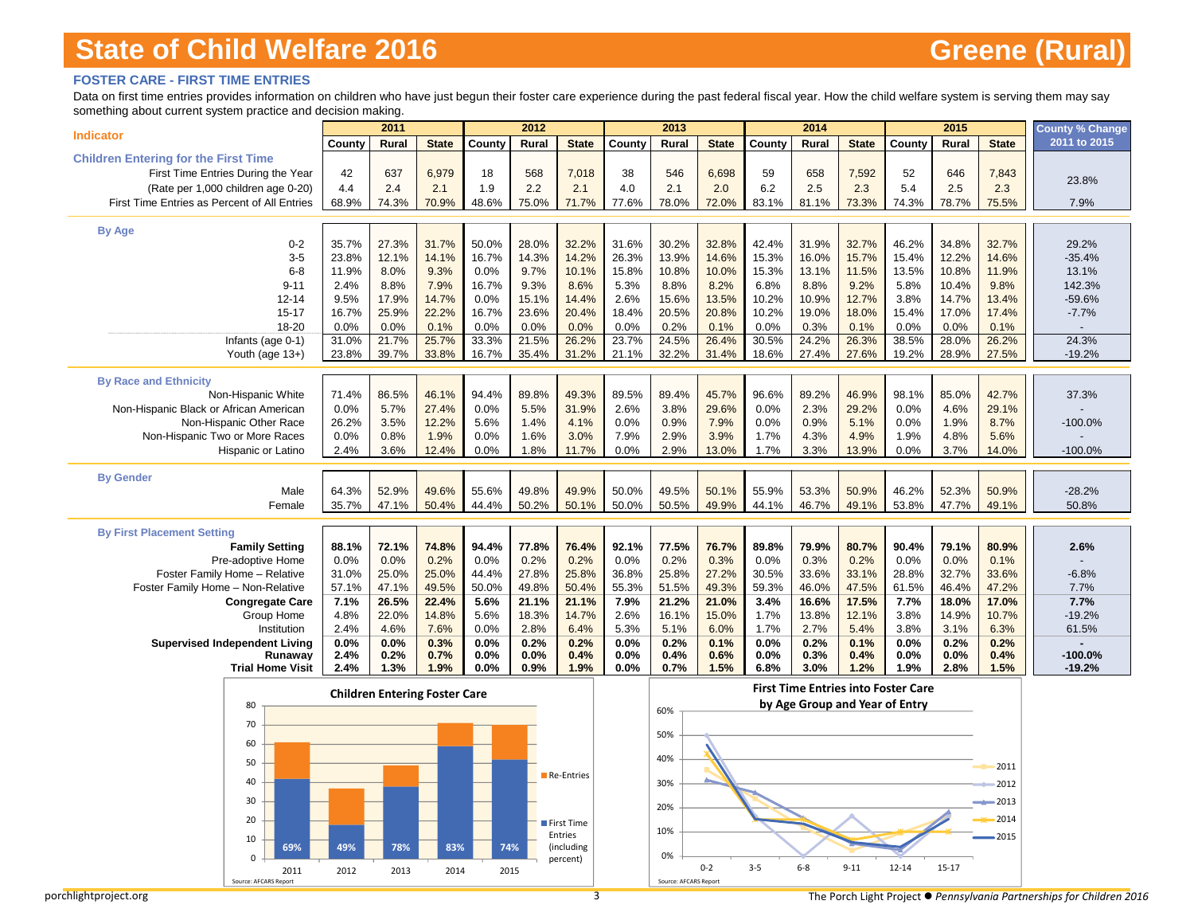# State of Child Welfare 2016

# Greene (Rural)

## FOSTER CARE - FIRST TIME ENTRIES

Data on first time entries provides information on children who have just begun their foster care experience during the past federal fiscal year. How the child welfare system is serving them may say something about current system practice and decision making.

| Indicator | 2011 | | | 2012 | | | 2013 | | | 2014 | | | 2015 | | | County % Change 2011 to 2015 |
|---|---|---|---|---|---|---|---|---|---|---|---|---|---|---|---|---|
| | County | Rural | State | County | Rural | State | County | Rural | State | County | Rural | State | County | Rural | State | |
| **Children Entering for the First Time** | | | | | | | | | | | | | | | | |
| First Time Entries During the Year | 42 | 637 | 6,979 | 18 | 568 | 7,018 | 38 | 546 | 6,698 | 59 | 658 | 7,592 | 52 | 646 | 7,843 | 23.8% |
| (Rate per 1,000 children age 0-20) | 4.4 | 2.4 | 2.1 | 1.9 | 2.2 | 2.1 | 4.0 | 2.1 | 2.0 | 6.2 | 2.5 | 2.3 | 5.4 | 2.5 | 2.3 | |
| First Time Entries as Percent of All Entries | 68.9% | 74.3% | 70.9% | 48.6% | 75.0% | 71.7% | 77.6% | 78.0% | 72.0% | 83.1% | 81.1% | 73.3% | 74.3% | 78.7% | 75.5% | 7.9% |
| **By Age** | | | | | | | | | | | | | | | | |
| 0-2 | 35.7% | 27.3% | 31.7% | 50.0% | 28.0% | 32.2% | 31.6% | 30.2% | 32.8% | 42.4% | 31.9% | 32.7% | 46.2% | 34.8% | 32.7% | 29.2% |
| 3-5 | 23.8% | 12.1% | 14.1% | 16.7% | 14.3% | 14.2% | 26.3% | 13.9% | 14.6% | 15.3% | 16.0% | 15.7% | 15.4% | 12.2% | 14.6% | -35.4% |
| 6-8 | 11.9% | 8.0% | 9.3% | 0.0% | 9.7% | 10.1% | 15.8% | 10.8% | 10.0% | 15.3% | 13.1% | 11.5% | 13.5% | 10.8% | 11.9% | 13.1% |
| 9-11 | 2.4% | 8.8% | 7.9% | 16.7% | 9.3% | 8.6% | 5.3% | 8.8% | 8.2% | 6.8% | 8.8% | 9.2% | 5.8% | 10.4% | 9.8% | 142.3% |
| 12-14 | 9.5% | 17.9% | 14.7% | 0.0% | 15.1% | 14.4% | 2.6% | 15.6% | 13.5% | 10.2% | 10.9% | 12.7% | 3.8% | 14.7% | 13.4% | -59.6% |
| 15-17 | 16.7% | 25.9% | 22.2% | 16.7% | 23.6% | 20.4% | 18.4% | 20.5% | 20.8% | 10.2% | 19.0% | 18.0% | 15.4% | 17.0% | 17.4% | -7.7% |
| 18-20 | 0.0% | 0.0% | 0.1% | 0.0% | 0.0% | 0.0% | 0.0% | 0.2% | 0.1% | 0.0% | 0.3% | 0.1% | 0.0% | 0.0% | 0.1% | - |
| Infants (age 0-1) | 31.0% | 21.7% | 25.7% | 33.3% | 21.5% | 26.2% | 23.7% | 24.5% | 26.4% | 30.5% | 24.2% | 26.3% | 38.5% | 28.0% | 26.2% | 24.3% |
| Youth (age 13+) | 23.8% | 39.7% | 33.8% | 16.7% | 35.4% | 31.2% | 21.1% | 32.2% | 31.4% | 18.6% | 27.4% | 27.6% | 19.2% | 28.9% | 27.5% | -19.2% |
| **By Race and Ethnicity** | | | | | | | | | | | | | | | | |
| Non-Hispanic White | 71.4% | 86.5% | 46.1% | 94.4% | 89.8% | 49.3% | 89.5% | 89.4% | 45.7% | 96.6% | 89.2% | 46.9% | 98.1% | 85.0% | 42.7% | 37.3% |
| Non-Hispanic Black or African American | 0.0% | 5.7% | 27.4% | 0.0% | 5.5% | 31.9% | 2.6% | 3.8% | 29.6% | 0.0% | 2.3% | 29.2% | 0.0% | 4.6% | 29.1% | - |
| Non-Hispanic Other Race | 26.2% | 3.5% | 12.2% | 5.6% | 1.4% | 4.1% | 0.0% | 0.9% | 7.9% | 0.0% | 0.9% | 5.1% | 0.0% | 1.9% | 8.7% | -100.0% |
| Non-Hispanic Two or More Races | 0.0% | 0.8% | 1.9% | 0.0% | 1.6% | 3.0% | 7.9% | 2.9% | 3.9% | 1.7% | 4.3% | 4.9% | 1.9% | 4.8% | 5.6% | - |
| Hispanic or Latino | 2.4% | 3.6% | 12.4% | 0.0% | 1.8% | 11.7% | 0.0% | 2.9% | 13.0% | 1.7% | 3.3% | 13.9% | 0.0% | 3.7% | 14.0% | -100.0% |
| **By Gender** | | | | | | | | | | | | | | | | |
| Male | 64.3% | 52.9% | 49.6% | 55.6% | 49.8% | 49.9% | 50.0% | 49.5% | 50.1% | 55.9% | 53.3% | 50.9% | 46.2% | 52.3% | 50.9% | -28.2% |
| Female | 35.7% | 47.1% | 50.4% | 44.4% | 50.2% | 50.1% | 50.0% | 50.5% | 49.9% | 44.1% | 46.7% | 49.1% | 53.8% | 47.7% | 49.1% | 50.8% |
| **By First Placement Setting** | | | | | | | | | | | | | | | | |
| **Family Setting** | **88.1%** | **72.1%** | **74.8%** | **94.4%** | **77.8%** | **76.4%** | **92.1%** | **77.5%** | **76.7%** | **89.8%** | **79.9%** | **80.7%** | **90.4%** | **79.1%** | **80.9%** | **2.6%** |
| Pre-adoptive Home | 0.0% | 0.0% | 0.2% | 0.0% | 0.2% | 0.2% | 0.0% | 0.2% | 0.3% | 0.0% | 0.3% | 0.2% | 0.0% | 0.0% | 0.1% | - |
| Foster Family Home – Relative | 31.0% | 25.0% | 25.0% | 44.4% | 27.8% | 25.8% | 36.8% | 25.8% | 27.2% | 30.5% | 33.6% | 33.1% | 28.8% | 32.7% | 33.6% | -6.8% |
| Foster Family Home – Non-Relative | 57.1% | 47.1% | 49.5% | 50.0% | 49.8% | 50.4% | 55.3% | 51.5% | 49.3% | 59.3% | 46.0% | 47.5% | 61.5% | 46.4% | 47.2% | 7.7% |
| **Congregate Care** | **7.1%** | **26.5%** | **22.4%** | **5.6%** | **21.1%** | **21.1%** | **7.9%** | **21.2%** | **21.0%** | **3.4%** | **16.6%** | **17.5%** | **7.7%** | **18.0%** | **17.0%** | **7.7%** |
| Group Home | 4.8% | 22.0% | 14.8% | 5.6% | 18.3% | 14.7% | 2.6% | 16.1% | 15.0% | 1.7% | 13.8% | 12.1% | 3.8% | 14.9% | 10.7% | -19.2% |
| Institution | 2.4% | 4.6% | 7.6% | 0.0% | 2.8% | 6.4% | 5.3% | 5.1% | 6.0% | 1.7% | 2.7% | 5.4% | 3.8% | 3.1% | 6.3% | 61.5% |
| **Supervised Independent Living** | **0.0%** | **0.0%** | **0.3%** | **0.0%** | **0.2%** | **0.2%** | **0.0%** | **0.2%** | **0.1%** | **0.0%** | **0.2%** | **0.1%** | **0.0%** | **0.2%** | **0.2%** | **-** |
| **Runaway** | **2.4%** | **0.2%** | **0.7%** | **0.0%** | **0.0%** | **0.4%** | **0.0%** | **0.4%** | **0.6%** | **0.0%** | **0.3%** | **0.4%** | **0.0%** | **0.0%** | **0.4%** | **-100.0%** |
| **Trial Home Visit** | **2.4%** | **1.3%** | **1.9%** | **0.0%** | **0.9%** | **1.9%** | **0.0%** | **0.7%** | **1.5%** | **6.8%** | **3.0%** | **1.2%** | **1.9%** | **2.8%** | **1.5%** | **-19.2%** |

**Children Entering Foster Care**

| Year | First Time Entries (including percent) | Re-Entries |
|---|---|---|
| 2011 | 69% | |
| 2012 | 49% | |
| 2013 | 78% | |
| 2014 | 83% | |
| 2015 | 74% | |

Source: AFCARS Report

**First Time Entries into Foster Care by Age Group and Year of Entry**

Series: 2011, 2012, 2013, 2014, 2015; Age groups: 0-2, 3-5, 6-8, 9-11, 12-14, 15-17

Source: AFCARS Report

porchlightproject.org

The Porch Light Project ● *Pennsylvania Partnerships for Children 2016*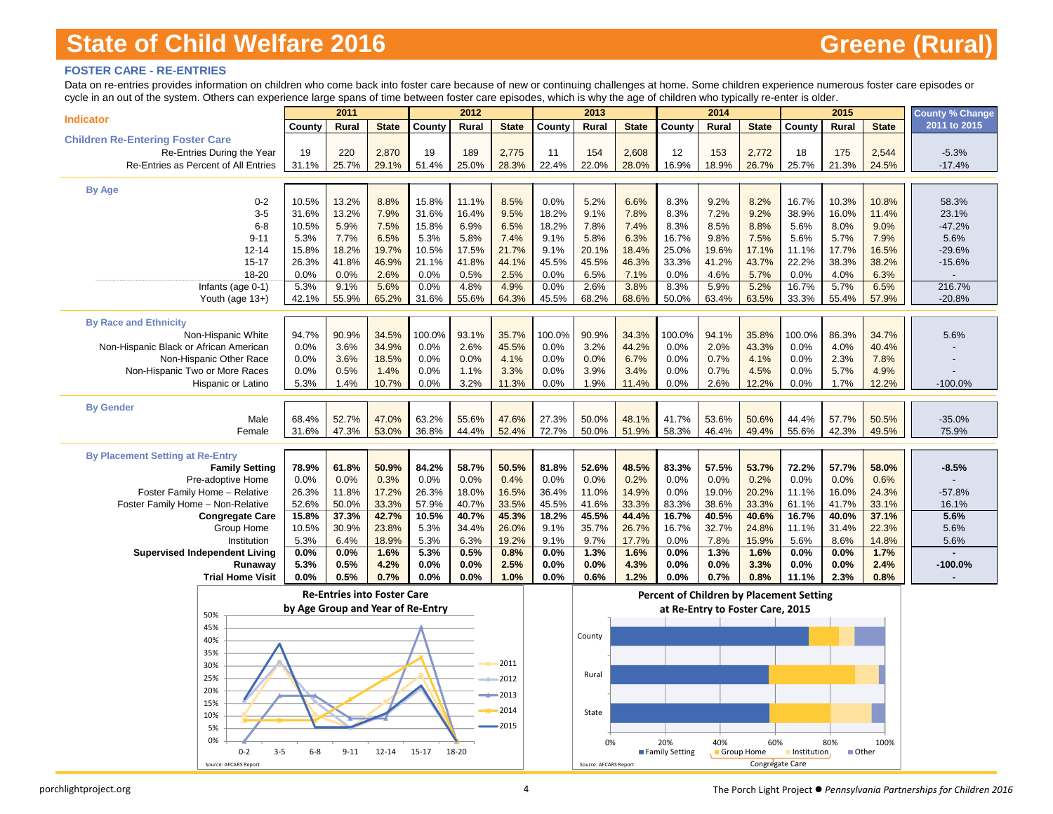# State of Child Welfare 2016 — Greene (Rural)

## FOSTER CARE - RE-ENTRIES

Data on re-entries provides information on children who come back into foster care because of new or continuing challenges at home. Some children experience numerous foster care episodes or cycle in an out of the system. Others can experience large spans of time between foster care episodes, which is why the age of children who typically re-enter is older.

| Indicator | 2011 | | | 2012 | | | 2013 | | | 2014 | | | 2015 | | | County % Change 2011 to 2015 |
|---|---|---|---|---|---|---|---|---|---|---|---|---|---|---|---|---|
| | County | Rural | State | County | Rural | State | County | Rural | State | County | Rural | State | County | Rural | State | |
| **Children Re-Entering Foster Care** | | | | | | | | | | | | | | | | |
| Re-Entries During the Year | 19 | 220 | 2,870 | 19 | 189 | 2,775 | 11 | 154 | 2,608 | 12 | 153 | 2,772 | 18 | 175 | 2,544 | -5.3% |
| Re-Entries as Percent of All Entries | 31.1% | 25.7% | 29.1% | 51.4% | 25.0% | 28.3% | 22.4% | 22.0% | 28.0% | 16.9% | 18.9% | 26.7% | 25.7% | 21.3% | 24.5% | -17.4% |
| **By Age** | | | | | | | | | | | | | | | | |
| 0-2 | 10.5% | 13.2% | 8.8% | 15.8% | 11.1% | 8.5% | 0.0% | 5.2% | 6.6% | 8.3% | 9.2% | 8.2% | 16.7% | 10.3% | 10.8% | 58.3% |
| 3-5 | 31.6% | 13.2% | 7.9% | 31.6% | 16.4% | 9.5% | 18.2% | 9.1% | 7.8% | 8.3% | 7.2% | 9.2% | 38.9% | 16.0% | 11.4% | 23.1% |
| 6-8 | 10.5% | 5.9% | 7.5% | 15.8% | 6.9% | 6.5% | 18.2% | 7.8% | 7.4% | 8.3% | 8.5% | 8.8% | 5.6% | 8.0% | 9.0% | -47.2% |
| 9-11 | 5.3% | 7.7% | 6.5% | 5.3% | 5.8% | 7.4% | 9.1% | 5.8% | 6.3% | 16.7% | 9.8% | 7.5% | 5.6% | 5.7% | 7.9% | 5.6% |
| 12-14 | 15.8% | 18.2% | 19.7% | 10.5% | 17.5% | 21.7% | 9.1% | 20.1% | 18.4% | 25.0% | 19.6% | 17.1% | 11.1% | 17.7% | 16.5% | -29.6% |
| 15-17 | 26.3% | 41.8% | 46.9% | 21.1% | 41.8% | 44.1% | 45.5% | 45.5% | 46.3% | 33.3% | 41.2% | 43.7% | 22.2% | 38.3% | 38.2% | -15.6% |
| 18-20 | 0.0% | 0.0% | 2.6% | 0.0% | 0.5% | 2.5% | 0.0% | 6.5% | 7.1% | 0.0% | 4.6% | 5.7% | 0.0% | 4.0% | 6.3% | - |
| Infants (age 0-1) | 5.3% | 9.1% | 5.6% | 0.0% | 4.8% | 4.9% | 0.0% | 2.6% | 3.8% | 8.3% | 5.9% | 5.2% | 16.7% | 5.7% | 6.5% | 216.7% |
| Youth (age 13+) | 42.1% | 55.9% | 65.2% | 31.6% | 55.6% | 64.3% | 45.5% | 68.2% | 68.6% | 50.0% | 63.4% | 63.5% | 33.3% | 55.4% | 57.9% | -20.8% |
| **By Race and Ethnicity** | | | | | | | | | | | | | | | | |
| Non-Hispanic White | 94.7% | 90.9% | 34.5% | 100.0% | 93.1% | 35.7% | 100.0% | 90.9% | 34.3% | 100.0% | 94.1% | 35.8% | 100.0% | 86.3% | 34.7% | 5.6% |
| Non-Hispanic Black or African American | 0.0% | 3.6% | 34.9% | 0.0% | 2.6% | 45.5% | 0.0% | 3.2% | 44.2% | 0.0% | 2.0% | 43.3% | 0.0% | 4.0% | 40.4% | - |
| Non-Hispanic Other Race | 0.0% | 3.6% | 18.5% | 0.0% | 0.0% | 4.1% | 0.0% | 0.0% | 6.7% | 0.0% | 0.7% | 4.1% | 0.0% | 2.3% | 7.8% | - |
| Non-Hispanic Two or More Races | 0.0% | 0.5% | 1.4% | 0.0% | 1.1% | 3.3% | 0.0% | 3.9% | 3.4% | 0.0% | 0.7% | 4.5% | 0.0% | 5.7% | 4.9% | - |
| Hispanic or Latino | 5.3% | 1.4% | 10.7% | 0.0% | 3.2% | 11.3% | 0.0% | 1.9% | 11.4% | 0.0% | 2.6% | 12.2% | 0.0% | 1.7% | 12.2% | -100.0% |
| **By Gender** | | | | | | | | | | | | | | | | |
| Male | 68.4% | 52.7% | 47.0% | 63.2% | 55.6% | 47.6% | 27.3% | 50.0% | 48.1% | 41.7% | 53.6% | 50.6% | 44.4% | 57.7% | 50.5% | -35.0% |
| Female | 31.6% | 47.3% | 53.0% | 36.8% | 44.4% | 52.4% | 72.7% | 50.0% | 51.9% | 58.3% | 46.4% | 49.4% | 55.6% | 42.3% | 49.5% | 75.9% |
| **By Placement Setting at Re-Entry** | | | | | | | | | | | | | | | | |
| **Family Setting** | **78.9%** | **61.8%** | **50.9%** | **84.2%** | **58.7%** | **50.5%** | **81.8%** | **52.6%** | **48.5%** | **83.3%** | **57.5%** | **53.7%** | **72.2%** | **57.7%** | **58.0%** | **-8.5%** |
| Pre-adoptive Home | 0.0% | 0.0% | 0.3% | 0.0% | 0.0% | 0.4% | 0.0% | 0.0% | 0.2% | 0.0% | 0.0% | 0.2% | 0.0% | 0.0% | 0.6% | - |
| Foster Family Home – Relative | 26.3% | 11.8% | 17.2% | 26.3% | 18.0% | 16.5% | 36.4% | 11.0% | 14.9% | 0.0% | 19.0% | 20.2% | 11.1% | 16.0% | 24.3% | -57.8% |
| Foster Family Home – Non-Relative | 52.6% | 50.0% | 33.3% | 57.9% | 40.7% | 33.5% | 45.5% | 41.6% | 33.3% | 83.3% | 38.6% | 33.3% | 61.1% | 41.7% | 33.1% | 16.1% |
| **Congregate Care** | **15.8%** | **37.3%** | **42.7%** | **10.5%** | **40.7%** | **45.3%** | **18.2%** | **45.5%** | **44.4%** | **16.7%** | **40.5%** | **40.6%** | **16.7%** | **40.0%** | **37.1%** | **5.6%** |
| Group Home | 10.5% | 30.9% | 23.8% | 5.3% | 34.4% | 26.0% | 9.1% | 35.7% | 26.7% | 16.7% | 32.7% | 24.8% | 11.1% | 31.4% | 22.3% | 5.6% |
| Institution | 5.3% | 6.4% | 18.9% | 5.3% | 6.3% | 19.2% | 9.1% | 9.7% | 17.7% | 0.0% | 7.8% | 15.9% | 5.6% | 8.6% | 14.8% | 5.6% |
| **Supervised Independent Living** | **0.0%** | **0.0%** | **1.6%** | **5.3%** | **0.5%** | **0.8%** | **0.0%** | **1.3%** | **1.6%** | **0.0%** | **1.3%** | **1.6%** | **0.0%** | **0.0%** | **1.7%** | **-** |
| **Runaway** | **5.3%** | **0.5%** | **4.2%** | **0.0%** | **0.0%** | **2.5%** | **0.0%** | **0.0%** | **4.3%** | **0.0%** | **0.0%** | **3.3%** | **0.0%** | **0.0%** | **2.4%** | **-100.0%** |
| **Trial Home Visit** | **0.0%** | **0.5%** | **0.7%** | **0.0%** | **0.0%** | **1.0%** | **0.0%** | **0.6%** | **1.2%** | **0.0%** | **0.7%** | **0.8%** | **11.1%** | **2.3%** | **0.8%** | **-** |

**Re-Entries into Foster Care by Age Group and Year of Re-Entry**

Source: AFCARS Report

**Percent of Children by Placement Setting at Re-Entry to Foster Care, 2015**

Source: AFCARS Report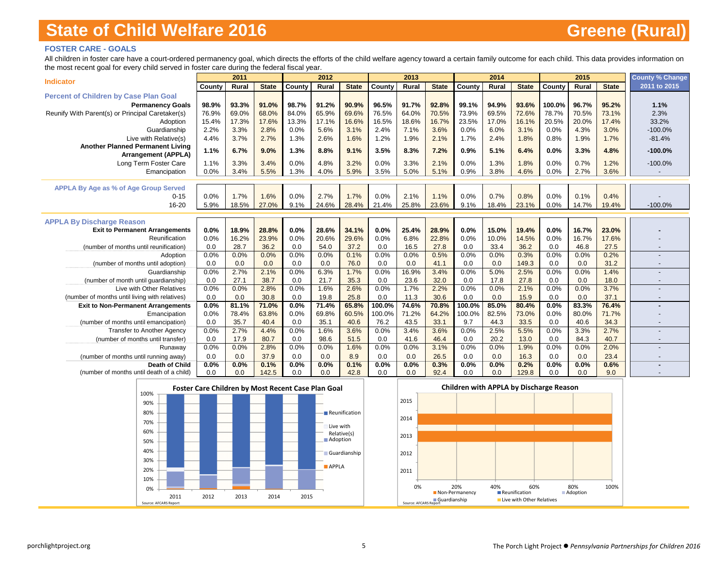# State of Child Welfare 2016 — Greene (Rural)

## FOSTER CARE - GOALS

All children in foster care have a court-ordered permanency goal, which directs the efforts of the child welfare agency toward a certain family outcome for each child. This data provides information on the most recent goal for every child served in foster care during the federal fiscal year.

| Indicator | 2011 | | | 2012 | | | 2013 | | | 2014 | | | 2015 | | | County % Change |
|---|---|---|---|---|---|---|---|---|---|---|---|---|---|---|---|---|
| | County | Rural | State | County | Rural | State | County | Rural | State | County | Rural | State | County | Rural | State | 2011 to 2015 |
| **Percent of Children by Case Plan Goal** | | | | | | | | | | | | | | | | |
| **Permanency Goals** | **98.9%** | **93.3%** | **91.0%** | **98.7%** | **91.2%** | **90.9%** | **96.5%** | **91.7%** | **92.8%** | **99.1%** | **94.9%** | **93.6%** | **100.0%** | **96.7%** | **95.2%** | **1.1%** |
| Reunify With Parent(s) or Principal Caretaker(s) | 76.9% | 69.0% | 68.0% | 84.0% | 65.9% | 69.6% | 76.5% | 64.0% | 70.5% | 73.9% | 69.5% | 72.6% | 78.7% | 70.5% | 73.1% | 2.3% |
| Adoption | 15.4% | 17.3% | 17.6% | 13.3% | 17.1% | 16.6% | 16.5% | 18.6% | 16.7% | 23.5% | 17.0% | 16.1% | 20.5% | 20.0% | 17.4% | 33.2% |
| Guardianship | 2.2% | 3.3% | 2.8% | 0.0% | 5.6% | 3.1% | 2.4% | 7.1% | 3.6% | 0.0% | 6.0% | 3.1% | 0.0% | 4.3% | 3.0% | -100.0% |
| Live with Relative(s) | 4.4% | 3.7% | 2.7% | 1.3% | 2.6% | 1.6% | 1.2% | 1.9% | 2.1% | 1.7% | 2.4% | 1.8% | 0.8% | 1.9% | 1.7% | -81.4% |
| **Another Planned Permanent Living Arrangement (APPLA)** | **1.1%** | **6.7%** | **9.0%** | **1.3%** | **8.8%** | **9.1%** | **3.5%** | **8.3%** | **7.2%** | **0.9%** | **5.1%** | **6.4%** | **0.0%** | **3.3%** | **4.8%** | **-100.0%** |
| Long Term Foster Care | 1.1% | 3.3% | 3.4% | 0.0% | 4.8% | 3.2% | 0.0% | 3.3% | 2.1% | 0.0% | 1.3% | 1.8% | 0.0% | 0.7% | 1.2% | -100.0% |
| Emancipation | 0.0% | 3.4% | 5.5% | 1.3% | 4.0% | 5.9% | 3.5% | 5.0% | 5.1% | 0.9% | 3.8% | 4.6% | 0.0% | 2.7% | 3.6% | - |
| **APPLA By Age as % of Age Group Served** | | | | | | | | | | | | | | | | |
| 0-15 | 0.0% | 1.7% | 1.6% | 0.0% | 2.7% | 1.7% | 0.0% | 2.1% | 1.1% | 0.0% | 0.7% | 0.8% | 0.0% | 0.1% | 0.4% | - |
| 16-20 | 5.9% | 18.5% | 27.0% | 9.1% | 24.6% | 28.4% | 21.4% | 25.8% | 23.6% | 9.1% | 18.4% | 23.1% | 0.0% | 14.7% | 19.4% | -100.0% |
| **APPLA By Discharge Reason** | | | | | | | | | | | | | | | | |
| **Exit to Permanent Arrangements** | **0.0%** | **18.9%** | **28.8%** | **0.0%** | **28.6%** | **34.1%** | **0.0%** | **25.4%** | **28.9%** | **0.0%** | **15.0%** | **19.4%** | **0.0%** | **16.7%** | **23.0%** | **-** |
| Reunification | 0.0% | 16.2% | 23.9% | 0.0% | 20.6% | 29.6% | 0.0% | 6.8% | 22.8% | 0.0% | 10.0% | 14.5% | 0.0% | 16.7% | 17.6% | - |
| (number of months until reunification) | 0.0 | 28.7 | 36.2 | 0.0 | 54.0 | 37.2 | 0.0 | 16.5 | 27.8 | 0.0 | 33.4 | 36.2 | 0.0 | 46.8 | 27.5 | - |
| Adoption | 0.0% | 0.0% | 0.0% | 0.0% | 0.0% | 0.1% | 0.0% | 0.0% | 0.5% | 0.0% | 0.0% | 0.3% | 0.0% | 0.0% | 0.2% | - |
| (number of months until adoption) | 0.0 | 0.0 | 0.0 | 0.0 | 0.0 | 76.0 | 0.0 | 0.0 | 41.1 | 0.0 | 0.0 | 149.3 | 0.0 | 0.0 | 31.2 | - |
| Guardianship | 0.0% | 2.7% | 2.1% | 0.0% | 6.3% | 1.7% | 0.0% | 16.9% | 3.4% | 0.0% | 5.0% | 2.5% | 0.0% | 0.0% | 1.4% | - |
| (number of month until guardianship) | 0.0 | 27.1 | 38.7 | 0.0 | 21.7 | 35.3 | 0.0 | 23.6 | 32.0 | 0.0 | 17.8 | 27.8 | 0.0 | 0.0 | 18.0 | - |
| Live with Other Relatives | 0.0% | 0.0% | 2.8% | 0.0% | 1.6% | 2.6% | 0.0% | 1.7% | 2.2% | 0.0% | 0.0% | 2.1% | 0.0% | 0.0% | 3.7% | - |
| (number of months until living with relatives) | 0.0 | 0.0 | 30.8 | 0.0 | 19.8 | 25.8 | 0.0 | 11.3 | 30.6 | 0.0 | 0.0 | 15.9 | 0.0 | 0.0 | 37.1 | - |
| **Exit to Non-Permanent Arrangements** | **0.0%** | **81.1%** | **71.0%** | **0.0%** | **71.4%** | **65.8%** | **100.0%** | **74.6%** | **70.8%** | **100.0%** | **85.0%** | **80.4%** | **0.0%** | **83.3%** | **76.4%** | **-** |
| Emancipation | 0.0% | 78.4% | 63.8% | 0.0% | 69.8% | 60.5% | 100.0% | 71.2% | 64.2% | 100.0% | 82.5% | 73.0% | 0.0% | 80.0% | 71.7% | - |
| (number of months until emancipation) | 0.0 | 35.7 | 40.4 | 0.0 | 35.1 | 40.6 | 76.2 | 43.5 | 33.1 | 9.7 | 44.3 | 33.5 | 0.0 | 40.6 | 34.3 | - |
| Transfer to Another Agency | 0.0% | 2.7% | 4.4% | 0.0% | 1.6% | 3.6% | 0.0% | 3.4% | 3.6% | 0.0% | 2.5% | 5.5% | 0.0% | 3.3% | 2.7% | - |
| (number of months until transfer) | 0.0 | 17.9 | 80.7 | 0.0 | 98.6 | 51.5 | 0.0 | 41.6 | 46.4 | 0.0 | 20.2 | 13.0 | 0.0 | 84.3 | 40.7 | - |
| Runaway | 0.0% | 0.0% | 2.8% | 0.0% | 0.0% | 1.6% | 0.0% | 0.0% | 3.1% | 0.0% | 0.0% | 1.9% | 0.0% | 0.0% | 2.0% | - |
| (number of months until running away) | 0.0 | 0.0 | 37.9 | 0.0 | 0.0 | 8.9 | 0.0 | 0.0 | 26.5 | 0.0 | 0.0 | 16.3 | 0.0 | 0.0 | 23.4 | - |
| **Death of Child** | **0.0%** | **0.0%** | **0.1%** | **0.0%** | **0.0%** | **0.1%** | **0.0%** | **0.0%** | **0.3%** | **0.0%** | **0.0%** | **0.2%** | **0.0%** | **0.0%** | **0.6%** | **-** |
| (number of months until death of a child) | 0.0 | 0.0 | 142.5 | 0.0 | 0.0 | 42.8 | 0.0 | 0.0 | 92.4 | 0.0 | 0.0 | 129.8 | 0.0 | 0.0 | 9.0 | - |

**Foster Care Children by Most Recent Case Plan Goal**

Source: AFCARS Report

**Children with APPLA by Discharge Reason**

Source: AFCARS Report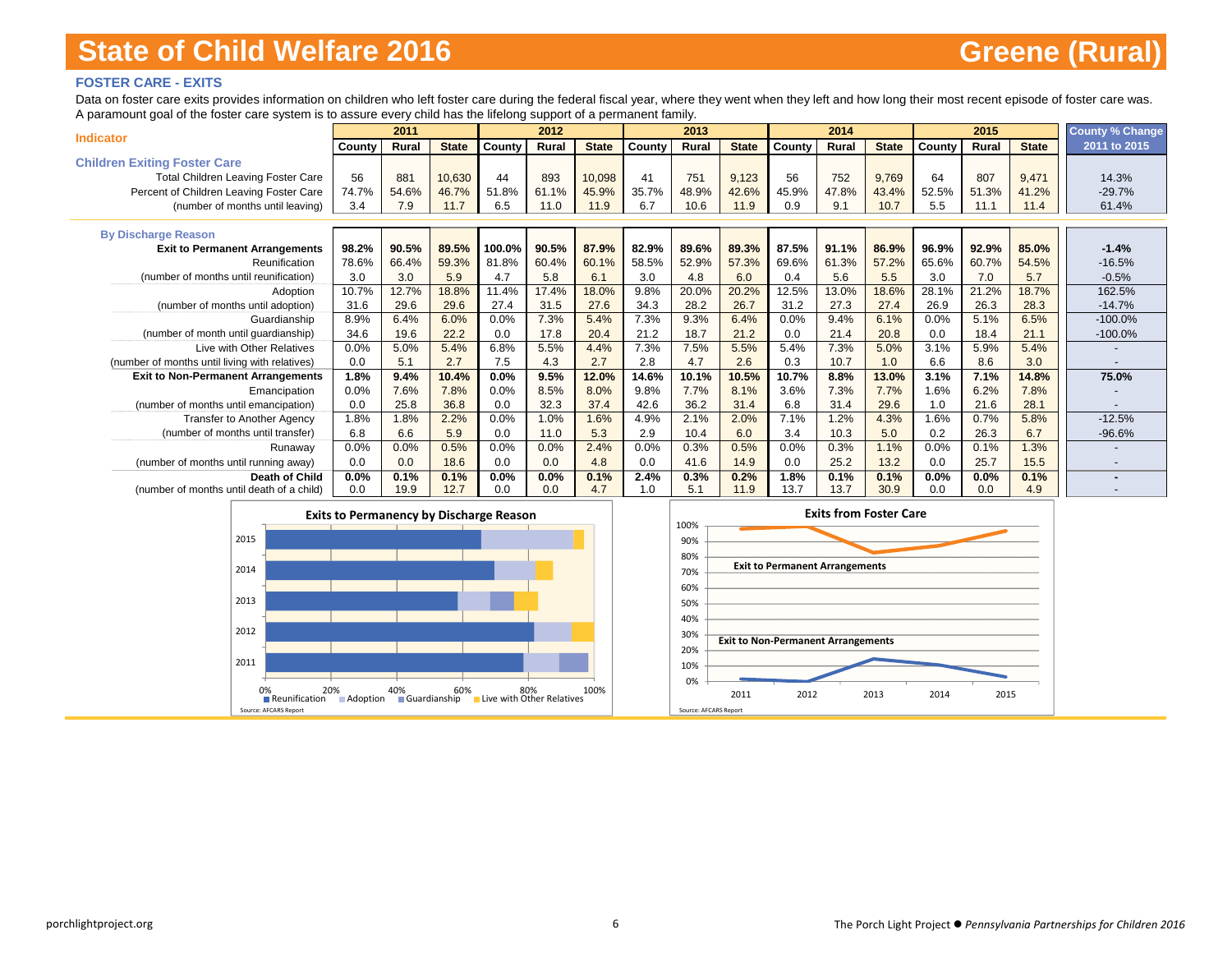# State of Child Welfare 2016 — Greene (Rural)

## FOSTER CARE - EXITS

Data on foster care exits provides information on children who left foster care during the federal fiscal year, where they went when they left and how long their most recent episode of foster care was. A paramount goal of the foster care system is to assure every child has the lifelong support of a permanent family.

| Indicator | 2011 | | | 2012 | | | 2013 | | | 2014 | | | 2015 | | | County % Change |
|---|---|---|---|---|---|---|---|---|---|---|---|---|---|---|---|---|
| | County | Rural | State | County | Rural | State | County | Rural | State | County | Rural | State | County | Rural | State | 2011 to 2015 |
| **Children Exiting Foster Care** | | | | | | | | | | | | | | | | |
| Total Children Leaving Foster Care | 56 | 881 | 10,630 | 44 | 893 | 10,098 | 41 | 751 | 9,123 | 56 | 752 | 9,769 | 64 | 807 | 9,471 | 14.3% |
| Percent of Children Leaving Foster Care | 74.7% | 54.6% | 46.7% | 51.8% | 61.1% | 45.9% | 35.7% | 48.9% | 42.6% | 45.9% | 47.8% | 43.4% | 52.5% | 51.3% | 41.2% | -29.7% |
| (number of months until leaving) | 3.4 | 7.9 | 11.7 | 6.5 | 11.0 | 11.9 | 6.7 | 10.6 | 11.9 | 0.9 | 9.1 | 10.7 | 5.5 | 11.1 | 11.4 | 61.4% |
| **By Discharge Reason** | | | | | | | | | | | | | | | | |
| **Exit to Permanent Arrangements** | **98.2%** | **90.5%** | **89.5%** | **100.0%** | **90.5%** | **87.9%** | **82.9%** | **89.6%** | **89.3%** | **87.5%** | **91.1%** | **86.9%** | **96.9%** | **92.9%** | **85.0%** | **-1.4%** |
| Reunification | 78.6% | 66.4% | 59.3% | 81.8% | 60.4% | 60.1% | 58.5% | 52.9% | 57.3% | 69.6% | 61.3% | 57.2% | 65.6% | 60.7% | 54.5% | -16.5% |
| (number of months until reunification) | 3.0 | 3.0 | 5.9 | 4.7 | 5.8 | 6.1 | 3.0 | 4.8 | 6.0 | 0.4 | 5.6 | 5.5 | 3.0 | 7.0 | 5.7 | -0.5% |
| Adoption | 10.7% | 12.7% | 18.8% | 11.4% | 17.4% | 18.0% | 9.8% | 20.0% | 20.2% | 12.5% | 13.0% | 18.6% | 28.1% | 21.2% | 18.7% | 162.5% |
| (number of months until adoption) | 31.6 | 29.6 | 29.6 | 27.4 | 31.5 | 27.6 | 34.3 | 28.2 | 26.7 | 31.2 | 27.3 | 27.4 | 26.9 | 26.3 | 28.3 | -14.7% |
| Guardianship | 8.9% | 6.4% | 6.0% | 0.0% | 7.3% | 5.4% | 7.3% | 9.3% | 6.4% | 0.0% | 9.4% | 6.1% | 0.0% | 5.1% | 6.5% | -100.0% |
| (number of month until guardianship) | 34.6 | 19.6 | 22.2 | 0.0 | 17.8 | 20.4 | 21.2 | 18.7 | 21.2 | 0.0 | 21.4 | 20.8 | 0.0 | 18.4 | 21.1 | -100.0% |
| Live with Other Relatives | 0.0% | 5.0% | 5.4% | 6.8% | 5.5% | 4.4% | 7.3% | 7.5% | 5.5% | 5.4% | 7.3% | 5.0% | 3.1% | 5.9% | 5.4% | - |
| (number of months until living with relatives) | 0.0 | 5.1 | 2.7 | 7.5 | 4.3 | 2.7 | 2.8 | 4.7 | 2.6 | 0.3 | 10.7 | 1.0 | 6.6 | 8.6 | 3.0 | - |
| **Exit to Non-Permanent Arrangements** | **1.8%** | **9.4%** | **10.4%** | **0.0%** | **9.5%** | **12.0%** | **14.6%** | **10.1%** | **10.5%** | **10.7%** | **8.8%** | **13.0%** | **3.1%** | **7.1%** | **14.8%** | **75.0%** |
| Emancipation | 0.0% | 7.6% | 7.8% | 0.0% | 8.5% | 8.0% | 9.8% | 7.7% | 8.1% | 3.6% | 7.3% | 7.7% | 1.6% | 6.2% | 7.8% | - |
| (number of months until emancipation) | 0.0 | 25.8 | 36.8 | 0.0 | 32.3 | 37.4 | 42.6 | 36.2 | 31.4 | 6.8 | 31.4 | 29.6 | 1.0 | 21.6 | 28.1 | - |
| Transfer to Another Agency | 1.8% | 1.8% | 2.2% | 0.0% | 1.0% | 1.6% | 4.9% | 2.1% | 2.0% | 7.1% | 1.2% | 4.3% | 1.6% | 0.7% | 5.8% | -12.5% |
| (number of months until transfer) | 6.8 | 6.6 | 5.9 | 0.0 | 11.0 | 5.3 | 2.9 | 10.4 | 6.0 | 3.4 | 10.3 | 5.0 | 0.2 | 26.3 | 6.7 | -96.6% |
| Runaway | 0.0% | 0.0% | 0.5% | 0.0% | 0.0% | 2.4% | 0.0% | 0.3% | 0.5% | 0.0% | 0.3% | 1.1% | 0.0% | 0.1% | 1.3% | - |
| (number of months until running away) | 0.0 | 0.0 | 18.6 | 0.0 | 0.0 | 4.8 | 0.0 | 41.6 | 14.9 | 0.0 | 25.2 | 13.2 | 0.0 | 25.7 | 15.5 | - |
| **Death of Child** | **0.0%** | **0.1%** | **0.1%** | **0.0%** | **0.0%** | **0.1%** | **2.4%** | **0.3%** | **0.2%** | **1.8%** | **0.1%** | **0.1%** | **0.0%** | **0.0%** | **0.1%** | **-** |
| (number of months until death of a child) | 0.0 | 19.9 | 12.7 | 0.0 | 0.0 | 4.7 | 1.0 | 5.1 | 11.9 | 13.7 | 13.7 | 30.9 | 0.0 | 0.0 | 4.9 | - |

**Exits to Permanency by Discharge Reason**

Legend: Reunification, Adoption, Guardianship, Live with Other Relatives

Source: AFCARS Report

**Exits from Foster Care**

Exit to Permanent Arrangements; Exit to Non-Permanent Arrangements

Source: AFCARS Report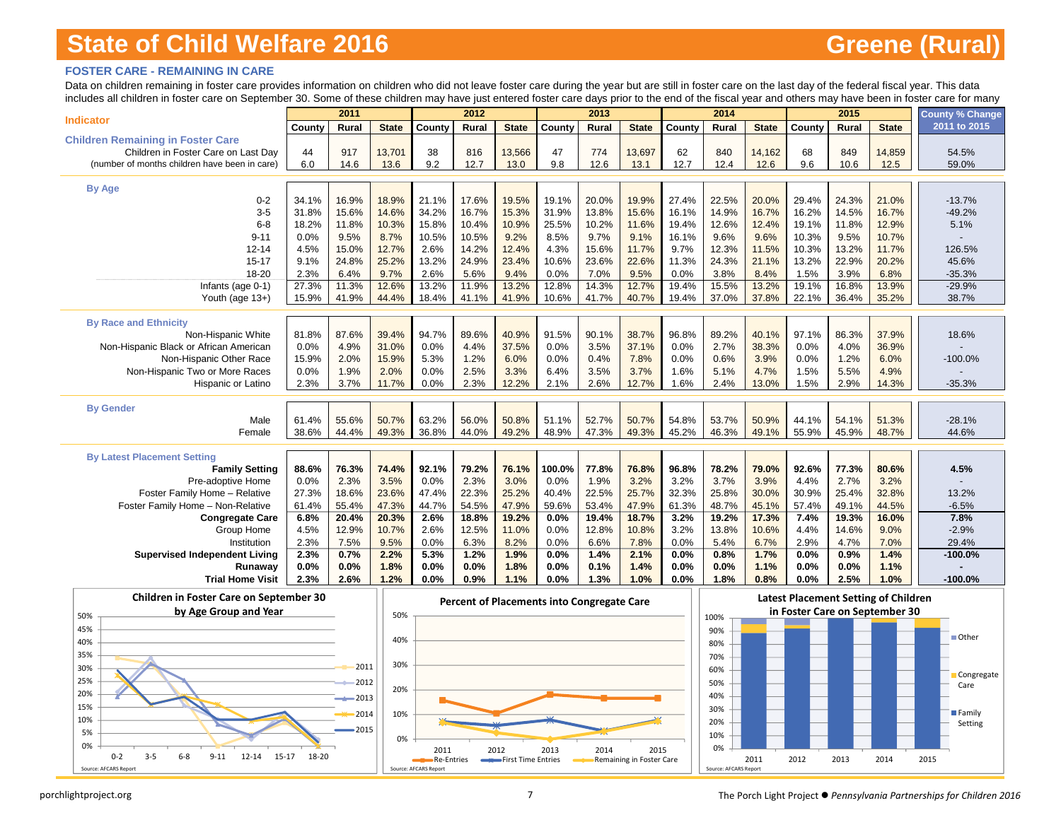# State of Child Welfare 2016 — Greene (Rural)

### FOSTER CARE - REMAINING IN CARE

Data on children remaining in foster care provides information on children who did not leave foster care during the year but are still in foster care on the last day of the federal fiscal year. This data includes all children in foster care on September 30. Some of these children may have just entered foster care days prior to the end of the fiscal year and others may have been in foster care for many

| Indicator | 2011 | | | 2012 | | | 2013 | | | 2014 | | | 2015 | | | County % Change 2011 to 2015 |
|---|---|---|---|---|---|---|---|---|---|---|---|---|---|---|---|---|
| | County | Rural | State | County | Rural | State | County | Rural | State | County | Rural | State | County | Rural | State | |
| **Children Remaining in Foster Care** | | | | | | | | | | | | | | | | |
| Children in Foster Care on Last Day | 44 | 917 | 13,701 | 38 | 816 | 13,566 | 47 | 774 | 13,697 | 62 | 840 | 14,162 | 68 | 849 | 14,859 | 54.5% |
| (number of months children have been in care) | 6.0 | 14.6 | 13.6 | 9.2 | 12.7 | 13.0 | 9.8 | 12.6 | 13.1 | 12.7 | 12.4 | 12.6 | 9.6 | 10.6 | 12.5 | 59.0% |
| **By Age** | | | | | | | | | | | | | | | | |
| 0-2 | 34.1% | 16.9% | 18.9% | 21.1% | 17.6% | 19.5% | 19.1% | 20.0% | 19.9% | 27.4% | 22.5% | 20.0% | 29.4% | 24.3% | 21.0% | -13.7% |
| 3-5 | 31.8% | 15.6% | 14.6% | 34.2% | 16.7% | 15.3% | 31.9% | 13.8% | 15.6% | 16.1% | 14.9% | 16.7% | 16.2% | 14.5% | 16.7% | -49.2% |
| 6-8 | 18.2% | 11.8% | 10.3% | 15.8% | 10.4% | 10.9% | 25.5% | 10.2% | 11.6% | 19.4% | 12.6% | 12.4% | 19.1% | 11.8% | 12.9% | 5.1% |
| 9-11 | 0.0% | 9.5% | 8.7% | 10.5% | 10.5% | 9.2% | 8.5% | 9.7% | 9.1% | 16.1% | 9.6% | 9.6% | 10.3% | 9.5% | 10.7% | - |
| 12-14 | 4.5% | 15.0% | 12.7% | 2.6% | 14.2% | 12.4% | 4.3% | 15.6% | 11.7% | 9.7% | 12.3% | 11.5% | 10.3% | 13.2% | 11.7% | 126.5% |
| 15-17 | 9.1% | 24.8% | 25.2% | 13.2% | 24.9% | 23.4% | 10.6% | 23.6% | 22.6% | 11.3% | 24.3% | 21.1% | 13.2% | 22.9% | 20.2% | 45.6% |
| 18-20 | 2.3% | 6.4% | 9.7% | 2.6% | 5.6% | 9.4% | 0.0% | 7.0% | 9.5% | 0.0% | 3.8% | 8.4% | 1.5% | 3.9% | 6.8% | -35.3% |
| Infants (age 0-1) | 27.3% | 11.3% | 12.6% | 13.2% | 11.9% | 13.2% | 12.8% | 14.3% | 12.7% | 19.4% | 15.5% | 13.2% | 19.1% | 16.8% | 13.9% | -29.9% |
| Youth (age 13+) | 15.9% | 41.9% | 44.4% | 18.4% | 41.1% | 41.9% | 10.6% | 41.7% | 40.7% | 19.4% | 37.0% | 37.8% | 22.1% | 36.4% | 35.2% | 38.7% |
| **By Race and Ethnicity** | | | | | | | | | | | | | | | | |
| Non-Hispanic White | 81.8% | 87.6% | 39.4% | 94.7% | 89.6% | 40.9% | 91.5% | 90.1% | 38.7% | 96.8% | 89.2% | 40.1% | 97.1% | 86.3% | 37.9% | 18.6% |
| Non-Hispanic Black or African American | 0.0% | 4.9% | 31.0% | 0.0% | 4.4% | 37.5% | 0.0% | 3.5% | 37.1% | 0.0% | 2.7% | 38.3% | 0.0% | 4.0% | 36.9% | - |
| Non-Hispanic Other Race | 15.9% | 2.0% | 15.9% | 5.3% | 1.2% | 6.0% | 0.0% | 0.4% | 7.8% | 0.0% | 0.6% | 3.9% | 0.0% | 1.2% | 6.0% | -100.0% |
| Non-Hispanic Two or More Races | 0.0% | 1.9% | 2.0% | 0.0% | 2.5% | 3.3% | 6.4% | 3.5% | 3.7% | 1.6% | 5.1% | 4.7% | 1.5% | 5.5% | 4.9% | - |
| Hispanic or Latino | 2.3% | 3.7% | 11.7% | 0.0% | 2.3% | 12.2% | 2.1% | 2.6% | 12.7% | 1.6% | 2.4% | 13.0% | 1.5% | 2.9% | 14.3% | -35.3% |
| **By Gender** | | | | | | | | | | | | | | | | |
| Male | 61.4% | 55.6% | 50.7% | 63.2% | 56.0% | 50.8% | 51.1% | 52.7% | 50.7% | 54.8% | 53.7% | 50.9% | 44.1% | 54.1% | 51.3% | -28.1% |
| Female | 38.6% | 44.4% | 49.3% | 36.8% | 44.0% | 49.2% | 48.9% | 47.3% | 49.3% | 45.2% | 46.3% | 49.1% | 55.9% | 45.9% | 48.7% | 44.6% |
| **By Latest Placement Setting** | | | | | | | | | | | | | | | | |
| **Family Setting** | **88.6%** | **76.3%** | **74.4%** | **92.1%** | **79.2%** | **76.1%** | **100.0%** | **77.8%** | **76.8%** | **96.8%** | **78.2%** | **79.0%** | **92.6%** | **77.3%** | **80.6%** | **4.5%** |
| Pre-adoptive Home | 0.0% | 2.3% | 3.5% | 0.0% | 2.3% | 3.0% | 0.0% | 1.9% | 3.2% | 3.2% | 3.7% | 3.9% | 4.4% | 2.7% | 3.2% | - |
| Foster Family Home – Relative | 27.3% | 18.6% | 23.6% | 47.4% | 22.3% | 25.2% | 40.4% | 22.5% | 25.7% | 32.3% | 25.8% | 30.0% | 30.9% | 25.4% | 32.8% | 13.2% |
| Foster Family Home – Non-Relative | 61.4% | 55.4% | 47.3% | 44.7% | 54.5% | 47.9% | 59.6% | 53.4% | 47.9% | 61.3% | 48.7% | 45.1% | 57.4% | 49.1% | 44.5% | -6.5% |
| **Congregate Care** | **6.8%** | **20.4%** | **20.3%** | **2.6%** | **18.8%** | **19.2%** | **0.0%** | **19.4%** | **18.7%** | **3.2%** | **19.2%** | **17.3%** | **7.4%** | **19.3%** | **16.0%** | **7.8%** |
| Group Home | 4.5% | 12.9% | 10.7% | 2.6% | 12.5% | 11.0% | 0.0% | 12.8% | 10.8% | 3.2% | 13.8% | 10.6% | 4.4% | 14.6% | 9.0% | -2.9% |
| Institution | 2.3% | 7.5% | 9.5% | 0.0% | 6.3% | 8.2% | 0.0% | 6.6% | 7.8% | 0.0% | 5.4% | 6.7% | 2.9% | 4.7% | 7.0% | 29.4% |
| **Supervised Independent Living** | **2.3%** | **0.7%** | **2.2%** | **5.3%** | **1.2%** | **1.9%** | **0.0%** | **1.4%** | **2.1%** | **0.0%** | **0.8%** | **1.7%** | **0.0%** | **0.9%** | **1.4%** | **-100.0%** |
| **Runaway** | **0.0%** | **0.0%** | **1.8%** | **0.0%** | **0.0%** | **1.8%** | **0.0%** | **0.1%** | **1.4%** | **0.0%** | **0.0%** | **1.1%** | **0.0%** | **0.0%** | **1.1%** | **-** |
| **Trial Home Visit** | **2.3%** | **2.6%** | **1.2%** | **0.0%** | **0.9%** | **1.1%** | **0.0%** | **1.3%** | **1.0%** | **0.0%** | **1.8%** | **0.8%** | **0.0%** | **2.5%** | **1.0%** | **-100.0%** |

**Children in Foster Care on September 30 by Age Group and Year**

Source: AFCARS Report

**Percent of Placements into Congregate Care**

Source: AFCARS Report

**Latest Placement Setting of Children in Foster Care on September 30**

Source: AFCARS Report

porchlightproject.org — The Porch Light Project ● *Pennsylvania Partnerships for Children 2016*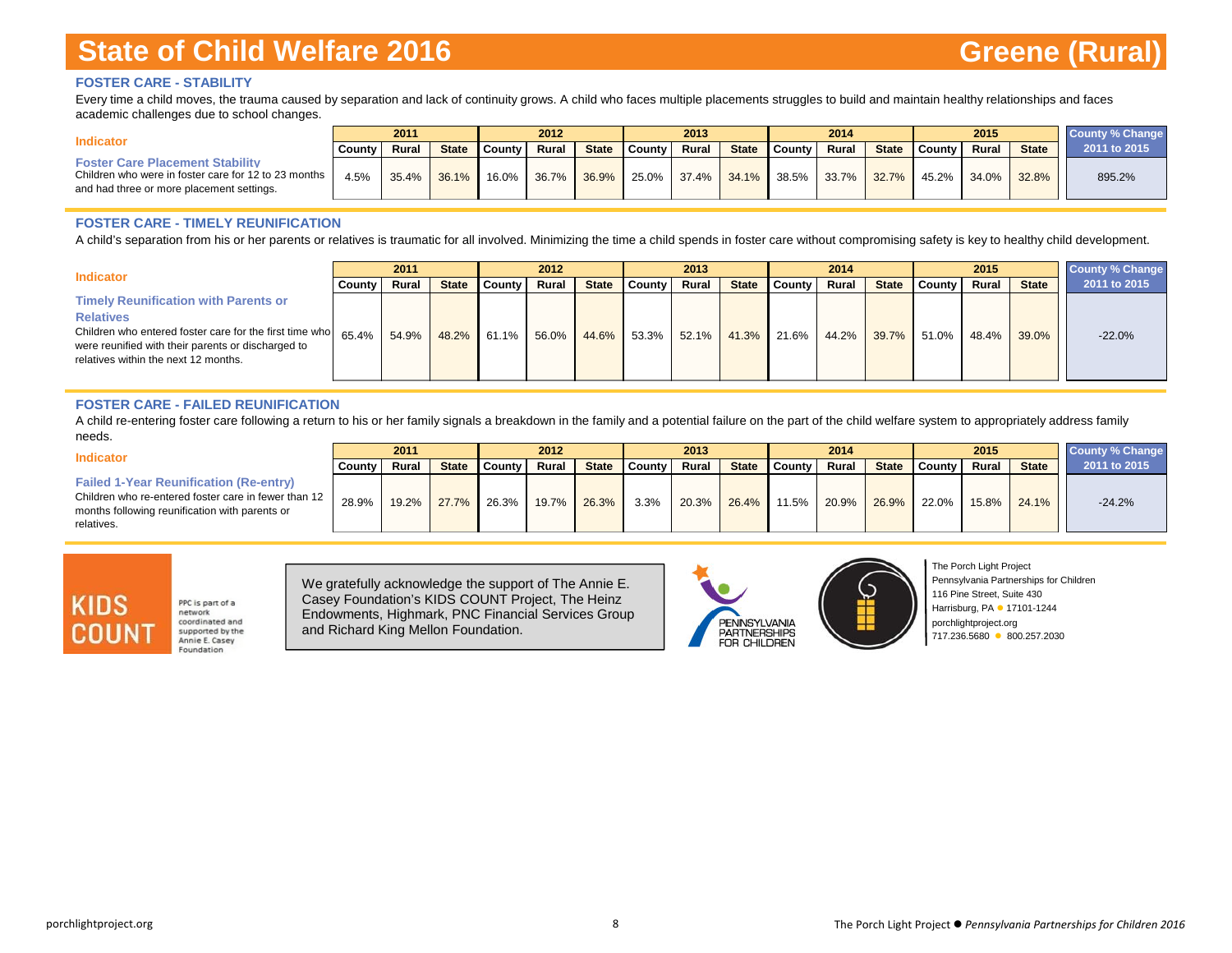# State of Child Welfare 2016

# Greene (Rural)

## FOSTER CARE - STABILITY

Every time a child moves, the trauma caused by separation and lack of continuity grows. A child who faces multiple placements struggles to build and maintain healthy relationships and faces academic challenges due to school changes.

| Indicator | 2011 | | | 2012 | | | 2013 | | | 2014 | | | 2015 | | | County % Change |
|---|---|---|---|---|---|---|---|---|---|---|---|---|---|---|---|---|
| | County | Rural | State | County | Rural | State | County | Rural | State | County | Rural | State | County | Rural | State | 2011 to 2015 |
| **Foster Care Placement Stability** Children who were in foster care for 12 to 23 months and had three or more placement settings. | 4.5% | 35.4% | 36.1% | 16.0% | 36.7% | 36.9% | 25.0% | 37.4% | 34.1% | 38.5% | 33.7% | 32.7% | 45.2% | 34.0% | 32.8% | 895.2% |

## FOSTER CARE - TIMELY REUNIFICATION

A child's separation from his or her parents or relatives is traumatic for all involved. Minimizing the time a child spends in foster care without compromising safety is key to healthy child development.

| Indicator | 2011 | | | 2012 | | | 2013 | | | 2014 | | | 2015 | | | County % Change |
|---|---|---|---|---|---|---|---|---|---|---|---|---|---|---|---|---|
| | County | Rural | State | County | Rural | State | County | Rural | State | County | Rural | State | County | Rural | State | 2011 to 2015 |
| **Timely Reunification with Parents or Relatives** Children who entered foster care for the first time who were reunified with their parents or discharged to relatives within the next 12 months. | 65.4% | 54.9% | 48.2% | 61.1% | 56.0% | 44.6% | 53.3% | 52.1% | 41.3% | 21.6% | 44.2% | 39.7% | 51.0% | 48.4% | 39.0% | -22.0% |

## FOSTER CARE - FAILED REUNIFICATION

A child re-entering foster care following a return to his or her family signals a breakdown in the family and a potential failure on the part of the child welfare system to appropriately address family needs.

| Indicator | 2011 | | | 2012 | | | 2013 | | | 2014 | | | 2015 | | | County % Change |
|---|---|---|---|---|---|---|---|---|---|---|---|---|---|---|---|---|
| | County | Rural | State | County | Rural | State | County | Rural | State | County | Rural | State | County | Rural | State | 2011 to 2015 |
| **Failed 1-Year Reunification (Re-entry)** Children who re-entered foster care in fewer than 12 months following reunification with parents or relatives. | 28.9% | 19.2% | 27.7% | 26.3% | 19.7% | 26.3% | 3.3% | 20.3% | 26.4% | 11.5% | 20.9% | 26.9% | 22.0% | 15.8% | 24.1% | -24.2% |

KIDS COUNT

PPC is part of a network coordinated and supported by the Annie E. Casey Foundation

We gratefully acknowledge the support of The Annie E. Casey Foundation's KIDS COUNT Project, The Heinz Endowments, Highmark, PNC Financial Services Group and Richard King Mellon Foundation.

PENNSYLVANIA PARTNERSHIPS FOR CHILDREN

The Porch Light Project
Pennsylvania Partnerships for Children
116 Pine Street, Suite 430
Harrisburg, PA ● 17101-1244
porchlightproject.org
717.236.5680 ● 800.257.2030